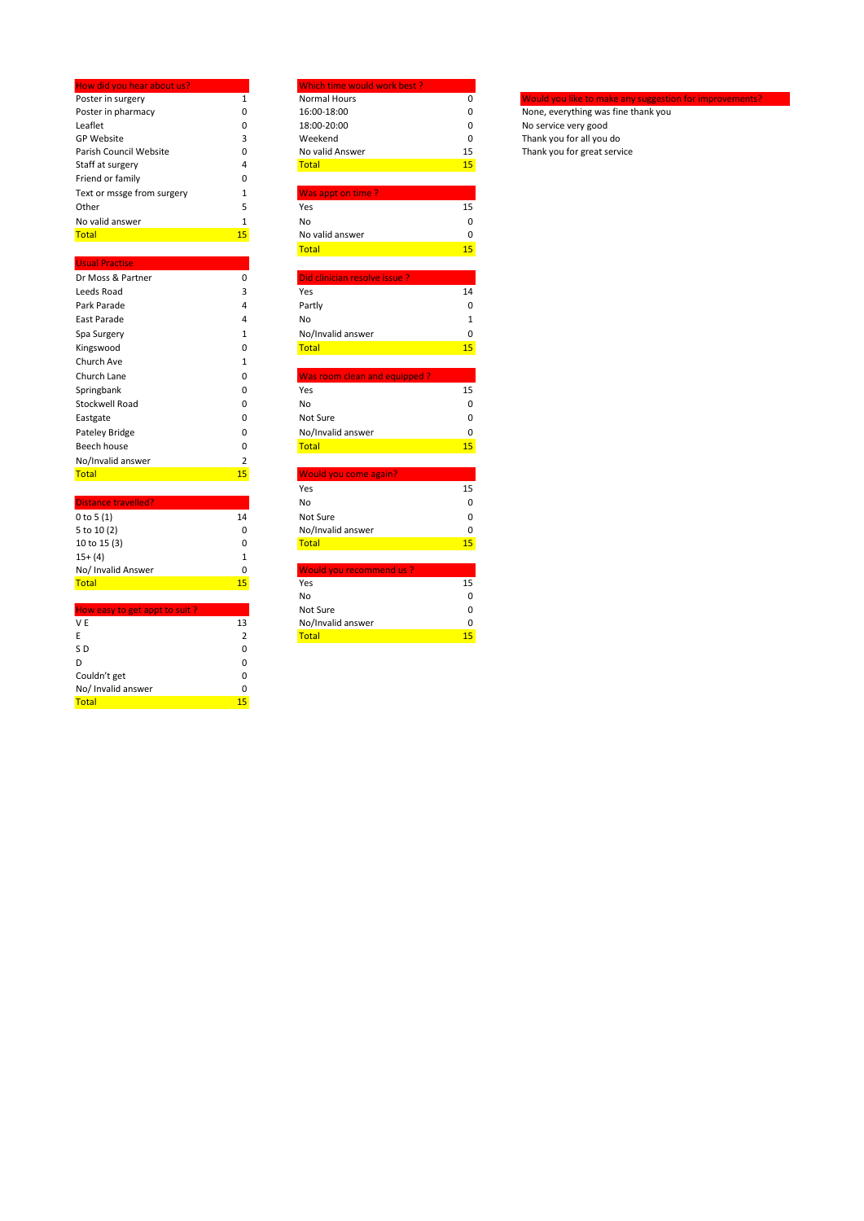| How did you hear about us? | |
|---|---|
| Poster in surgery | 1 |
| Poster in pharmacy | 0 |
| Leaflet | 0 |
| GP Website | 3 |
| Parish Council Website | 0 |
| Staff at surgery | 4 |
| Friend or family | 0 |
| Text or mssge from surgery | 1 |
| Other | 5 |
| No valid answer | 1 |
| Total | 15 |

| Usual Practise | |
|---|---|
| Dr Moss & Partner | 0 |
| Leeds Road | 3 |
| Park Parade | 4 |
| East Parade | 4 |
| Spa Surgery | 1 |
| Kingswood | 0 |
| Church Ave | 1 |
| Church Lane | 0 |
| Springbank | 0 |
| Stockwell Road | 0 |
| Eastgate | 0 |
| Pateley Bridge | 0 |
| Beech house | 0 |
| No/Invalid answer | 2 |
| Total | 15 |

| Distance travelled? | |
|---|---|
| 0 to 5 (1) | 14 |
| 5 to 10 (2) | 0 |
| 10 to 15 (3) | 0 |
| 15+ (4) | 1 |
| No/ Invalid Answer | 0 |
| Total | 15 |

| How easy to get appt to suit ? | |
|---|---|
| V E | 13 |
| E | 2 |
| S D | 0 |
| D | 0 |
| Couldn't get | 0 |
| No/ Invalid answer | 0 |
| Total | 15 |

| Which time would work best ? | |
|---|---|
| Normal Hours | 0 |
| 16:00-18:00 | 0 |
| 18:00-20:00 | 0 |
| Weekend | 0 |
| No valid Answer | 15 |
| Total | 15 |

| Was appt on time ? | |
|---|---|
| Yes | 15 |
| No | 0 |
| No valid answer | 0 |
| Total | 15 |

| Did clinician resolve issue ? | |
|---|---|
| Yes | 14 |
| Partly | 0 |
| No | 1 |
| No/Invalid answer | 0 |
| Total | 15 |

| Was room clean and equipped ? | |
|---|---|
| Yes | 15 |
| No | 0 |
| Not Sure | 0 |
| No/Invalid answer | 0 |
| Total | 15 |

| Would you come again? | |
|---|---|
| Yes | 15 |
| No | 0 |
| Not Sure | 0 |
| No/Invalid answer | 0 |
| Total | 15 |

| Would you recommend us ? | |
|---|---|
| Yes | 15 |
| No | 0 |
| Not Sure | 0 |
| No/Invalid answer | 0 |
| Total | 15 |

| Would you like to make any suggestion for improvements? |
|---|
| None, everything was fine thank you |
| No service very good |
| Thank you for all you do |
| Thank you for great service |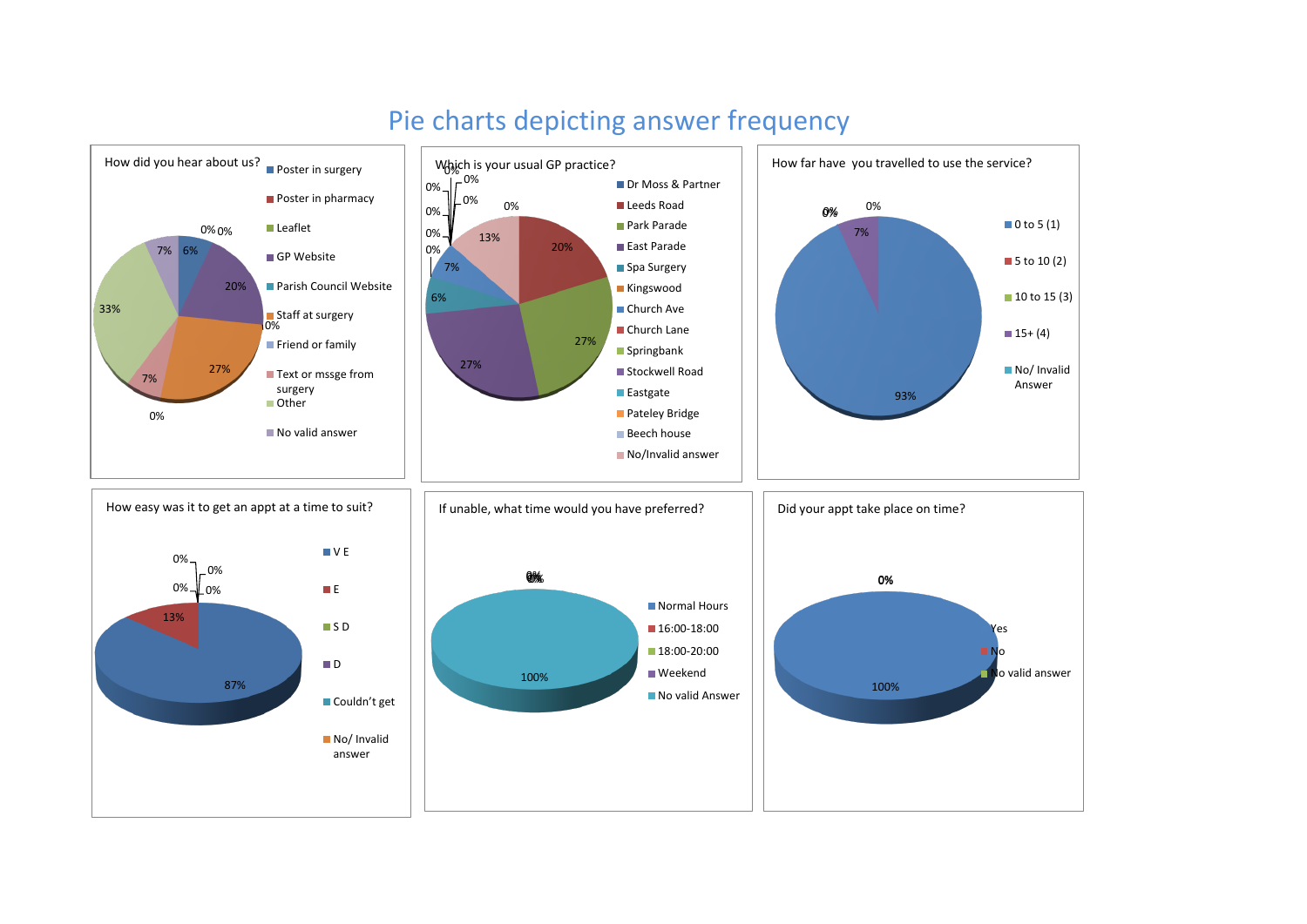# Pie charts depicting answer frequency

### How did you hear about us?

- Poster in surgery
- Poster in pharmacy
- Leaflet
- GP Website
- Parish Council Website
- Staff at surgery
- Friend or family
- Text or mssge from surgery
- Other
- No valid answer

6%, 20%, 0%, 27%, 7%, 0%, 33%, 7%, 0%, 0%

### Which is your usual GP practice?

- Dr Moss & Partner
- Leeds Road
- Park Parade
- East Parade
- Spa Surgery
- Kingswood
- Church Ave
- Church Lane
- Springbank
- Stockwell Road
- Eastgate
- Pateley Bridge
- Beech house
- No/Invalid answer

0%, 20%, 27%, 27%, 6%, 7%, 0%, 0%, 0%, 0%, 0%, 0%, 0%, 13%

### How far have you travelled to use the service?

- 0 to 5 (1)
- 5 to 10 (2)
- 10 to 15 (3)
- 15+ (4)
- No/ Invalid Answer

93%, 0%, 0%, 7%, 0%

### How easy was it to get an appt at a time to suit?

- V E
- E
- S D
- D
- Couldn't get
- No/ Invalid answer

87%, 13%, 0%, 0%, 0%, 0%

### If unable, what time would you have preferred?

- Normal Hours
- 16:00-18:00
- 18:00-20:00
- Weekend
- No valid Answer

0%, 0%, 0%, 0%, 100%

### Did your appt take place on time?

- Yes
- No
- No valid answer

100%, 0%, 0%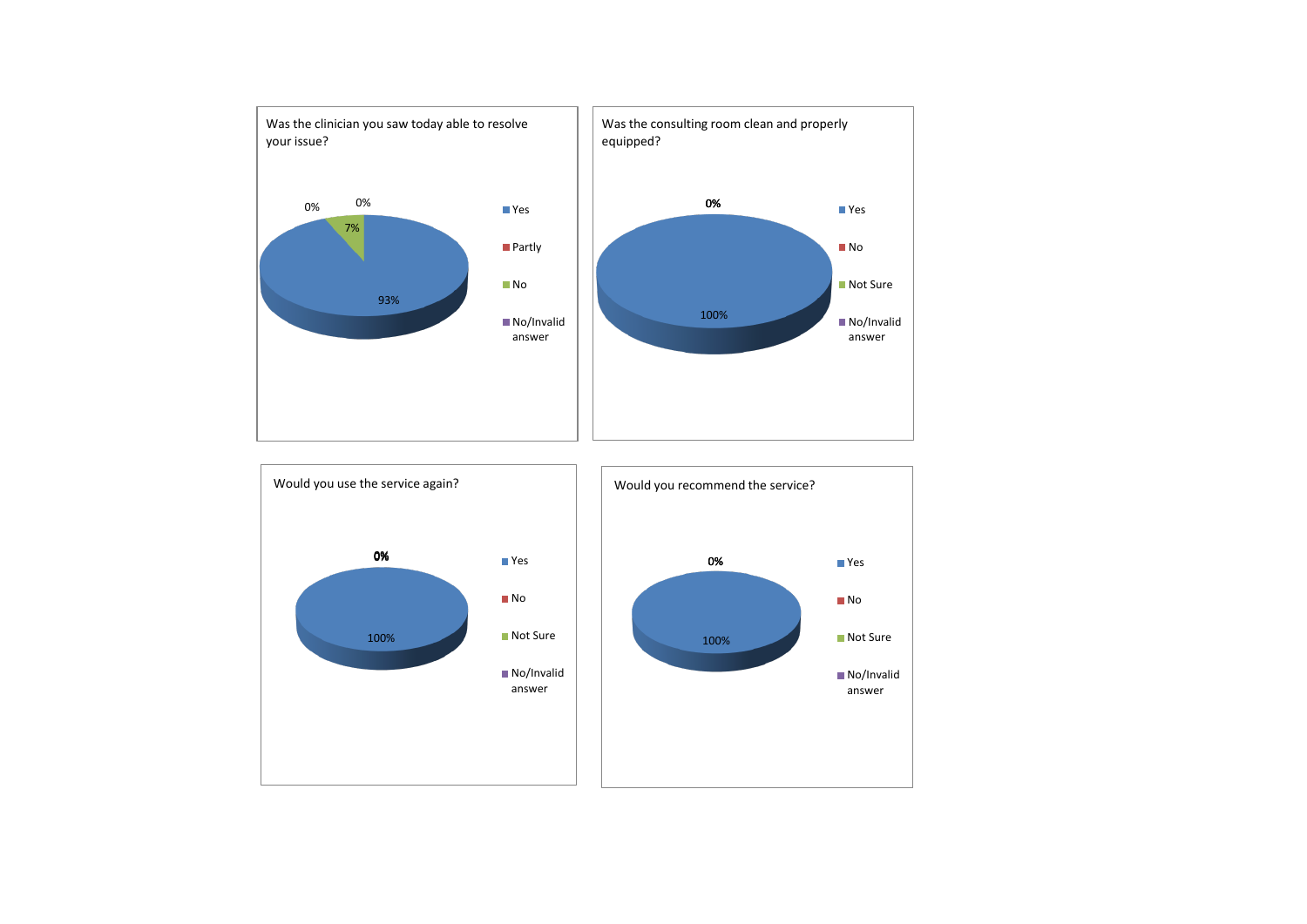Was the clinician you saw today able to resolve your issue?

0%
0%
7%
93%

Yes
Partly
No
No/Invalid answer

Was the consulting room clean and properly equipped?

0%
100%

Yes
No
Not Sure
No/Invalid answer

Would you use the service again?

0%
100%

Yes
No
Not Sure
No/Invalid answer

Would you recommend the service?

0%
100%

Yes
No
Not Sure
No/Invalid answer